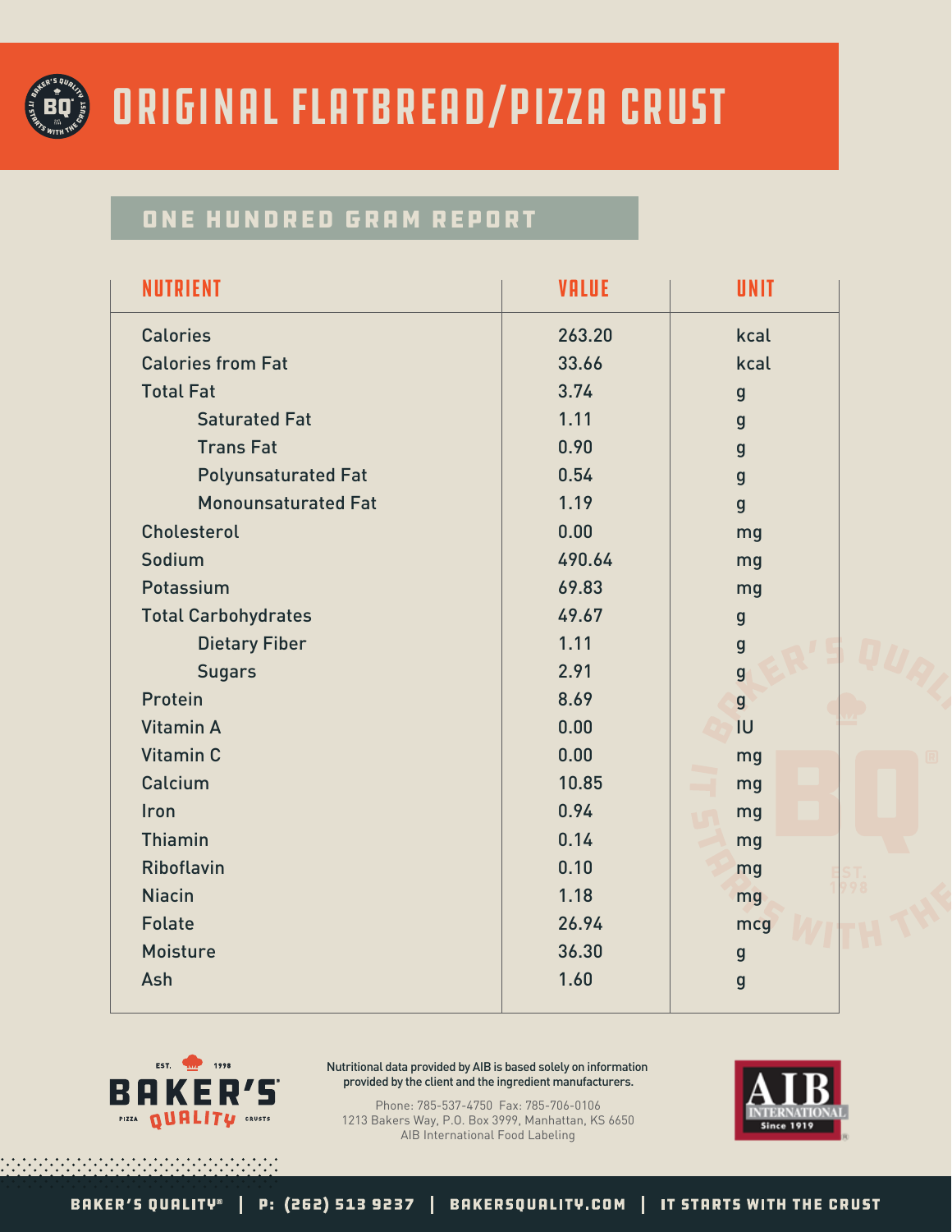# ORIGINAL FLATBREAD/PIZZA CRUST

## ONE HUNDRED GRAM REPORT

| NUTRIENT | VALUE | UNIT |
|---|---|---|
| Calories | 263.20 | kcal |
| Calories from Fat | 33.66 | kcal |
| Total Fat | 3.74 | g |
| Saturated Fat | 1.11 | g |
| Trans Fat | 0.90 | g |
| Polyunsaturated Fat | 0.54 | g |
| Monounsaturated Fat | 1.19 | g |
| Cholesterol | 0.00 | mg |
| Sodium | 490.64 | mg |
| Potassium | 69.83 | mg |
| Total Carbohydrates | 49.67 | g |
| Dietary Fiber | 1.11 | g |
| Sugars | 2.91 | g |
| Protein | 8.69 | g |
| Vitamin A | 0.00 | IU |
| Vitamin C | 0.00 | mg |
| Calcium | 10.85 | mg |
| Iron | 0.94 | mg |
| Thiamin | 0.14 | mg |
| Riboflavin | 0.10 | mg |
| Niacin | 1.18 | mg |
| Folate | 26.94 | mcg |
| Moisture | 36.30 | g |
| Ash | 1.60 | g |

Nutritional data provided by AIB is based solely on information provided by the client and the ingredient manufacturers.

Phone: 785-537-4750 Fax: 785-706-0106
1213 Bakers Way, P.O. Box 3999, Manhattan, KS 6650
AIB International Food Labeling

BAKER'S QUALITY® | P: (262) 513 9237 | BAKERSQUALITY.COM | IT STARTS WITH THE CRUST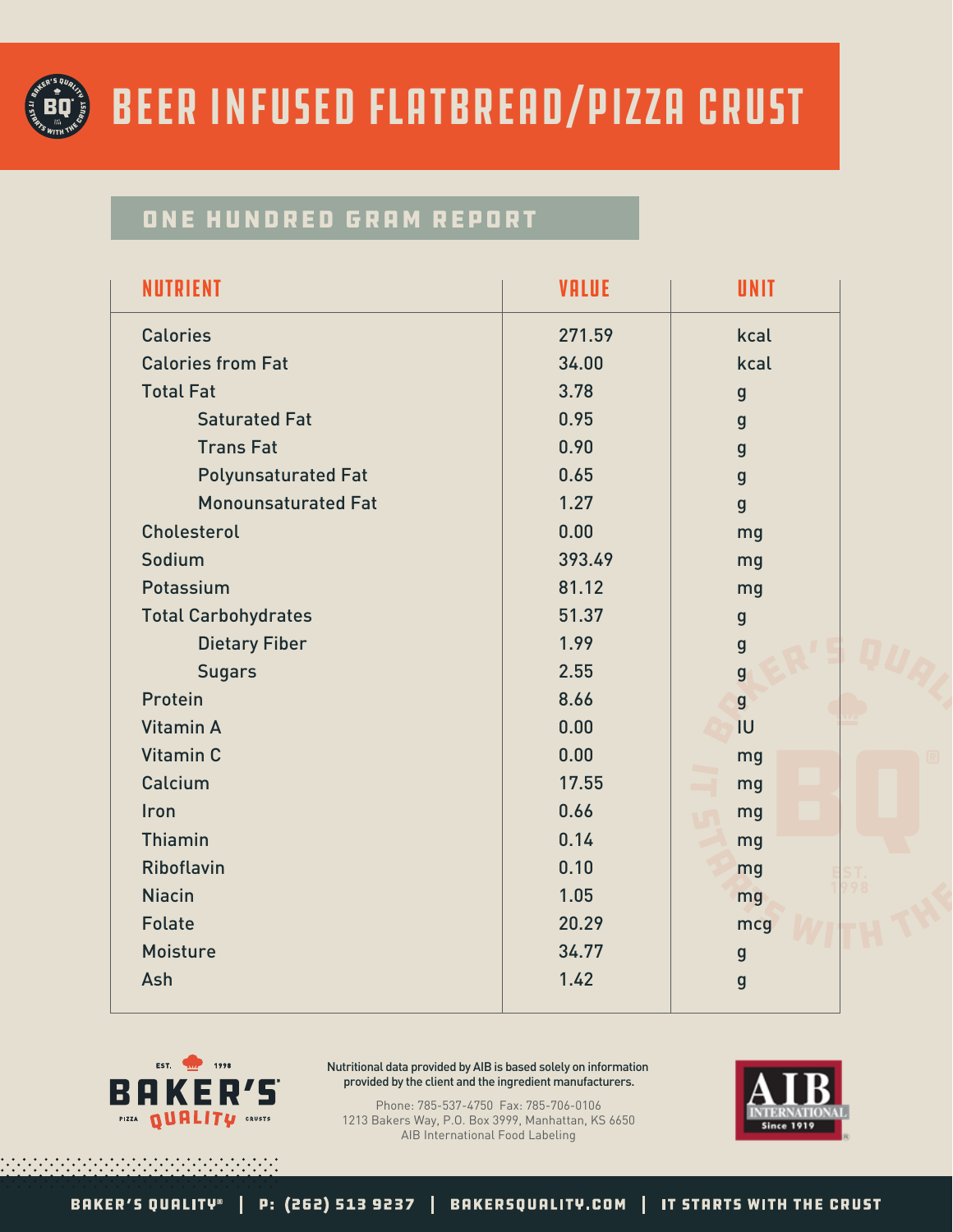# BEER INFUSED FLATBREAD/PIZZA CRUST

## ONE HUNDRED GRAM REPORT

| NUTRIENT | VALUE | UNIT |
|---|---|---|
| Calories | 271.59 | kcal |
| Calories from Fat | 34.00 | kcal |
| Total Fat | 3.78 | g |
| Saturated Fat | 0.95 | g |
| Trans Fat | 0.90 | g |
| Polyunsaturated Fat | 0.65 | g |
| Monounsaturated Fat | 1.27 | g |
| Cholesterol | 0.00 | mg |
| Sodium | 393.49 | mg |
| Potassium | 81.12 | mg |
| Total Carbohydrates | 51.37 | g |
| Dietary Fiber | 1.99 | g |
| Sugars | 2.55 | g |
| Protein | 8.66 | g |
| Vitamin A | 0.00 | IU |
| Vitamin C | 0.00 | mg |
| Calcium | 17.55 | mg |
| Iron | 0.66 | mg |
| Thiamin | 0.14 | mg |
| Riboflavin | 0.10 | mg |
| Niacin | 1.05 | mg |
| Folate | 20.29 | mcg |
| Moisture | 34.77 | g |
| Ash | 1.42 | g |

Nutritional data provided by AIB is based solely on information provided by the client and the ingredient manufacturers.

Phone: 785-537-4750 Fax: 785-706-0106
1213 Bakers Way, P.O. Box 3999, Manhattan, KS 6650
AIB International Food Labeling

BAKER'S QUALITY® | P: (262) 513 9237 | BAKERSQUALITY.COM | IT STARTS WITH THE CRUST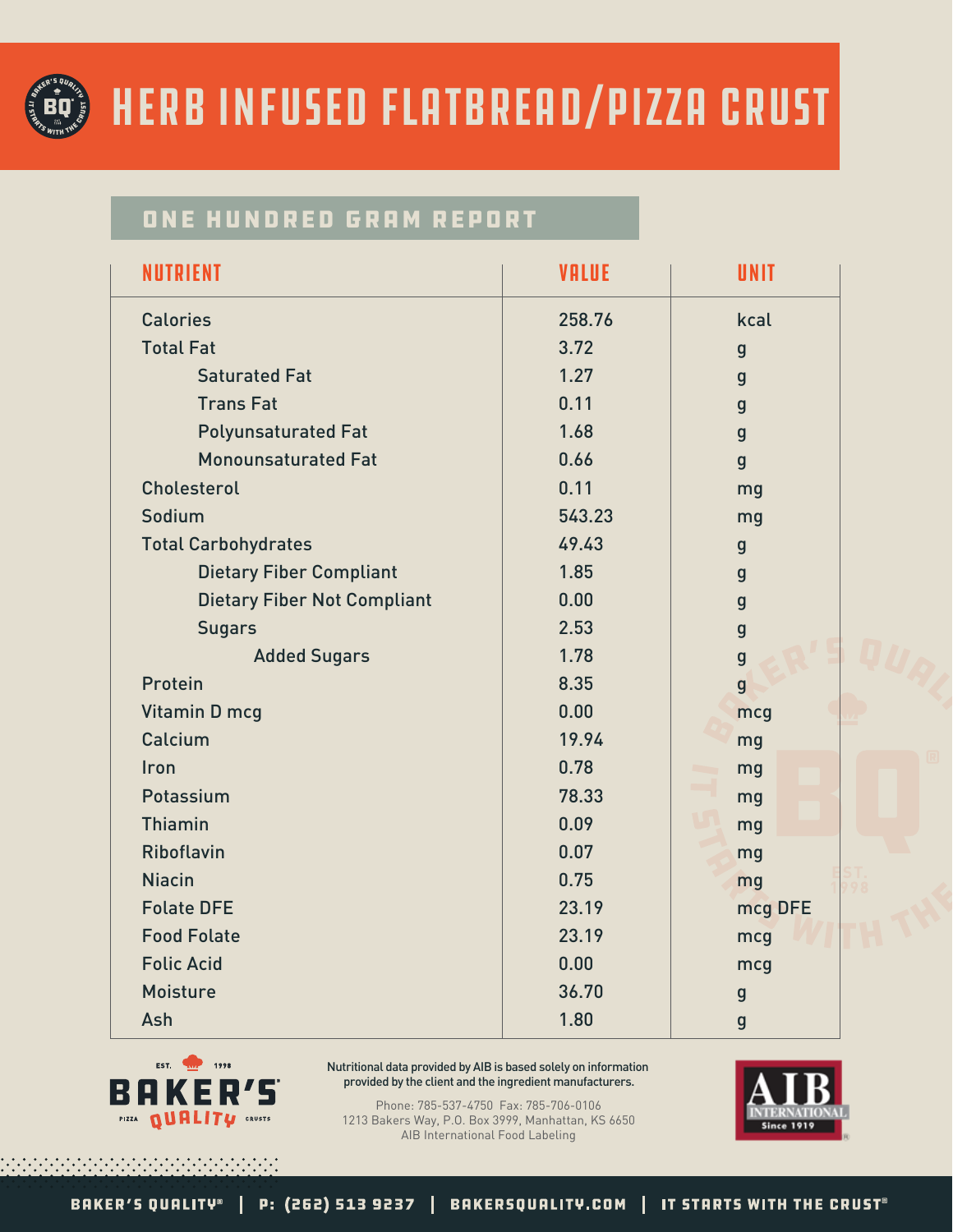# HERB INFUSED FLATBREAD/PIZZA CRUST

## ONE HUNDRED GRAM REPORT

| NUTRIENT | VALUE | UNIT |
|---|---|---|
| Calories | 258.76 | kcal |
| Total Fat | 3.72 | g |
| Saturated Fat | 1.27 | g |
| Trans Fat | 0.11 | g |
| Polyunsaturated Fat | 1.68 | g |
| Monounsaturated Fat | 0.66 | g |
| Cholesterol | 0.11 | mg |
| Sodium | 543.23 | mg |
| Total Carbohydrates | 49.43 | g |
| Dietary Fiber Compliant | 1.85 | g |
| Dietary Fiber Not Compliant | 0.00 | g |
| Sugars | 2.53 | g |
| Added Sugars | 1.78 | g |
| Protein | 8.35 | g |
| Vitamin D mcg | 0.00 | mcg |
| Calcium | 19.94 | mg |
| Iron | 0.78 | mg |
| Potassium | 78.33 | mg |
| Thiamin | 0.09 | mg |
| Riboflavin | 0.07 | mg |
| Niacin | 0.75 | mg |
| Folate DFE | 23.19 | mcg DFE |
| Food Folate | 23.19 | mcg |
| Folic Acid | 0.00 | mcg |
| Moisture | 36.70 | g |
| Ash | 1.80 | g |

Nutritional data provided by AIB is based solely on information provided by the client and the ingredient manufacturers.

Phone: 785-537-4750 Fax: 785-706-0106
1213 Bakers Way, P.O. Box 3999, Manhattan, KS 6650
AIB International Food Labeling

BAKER'S QUALITY® | P: (262) 513 9237 | BAKERSQUALITY.COM | IT STARTS WITH THE CRUST®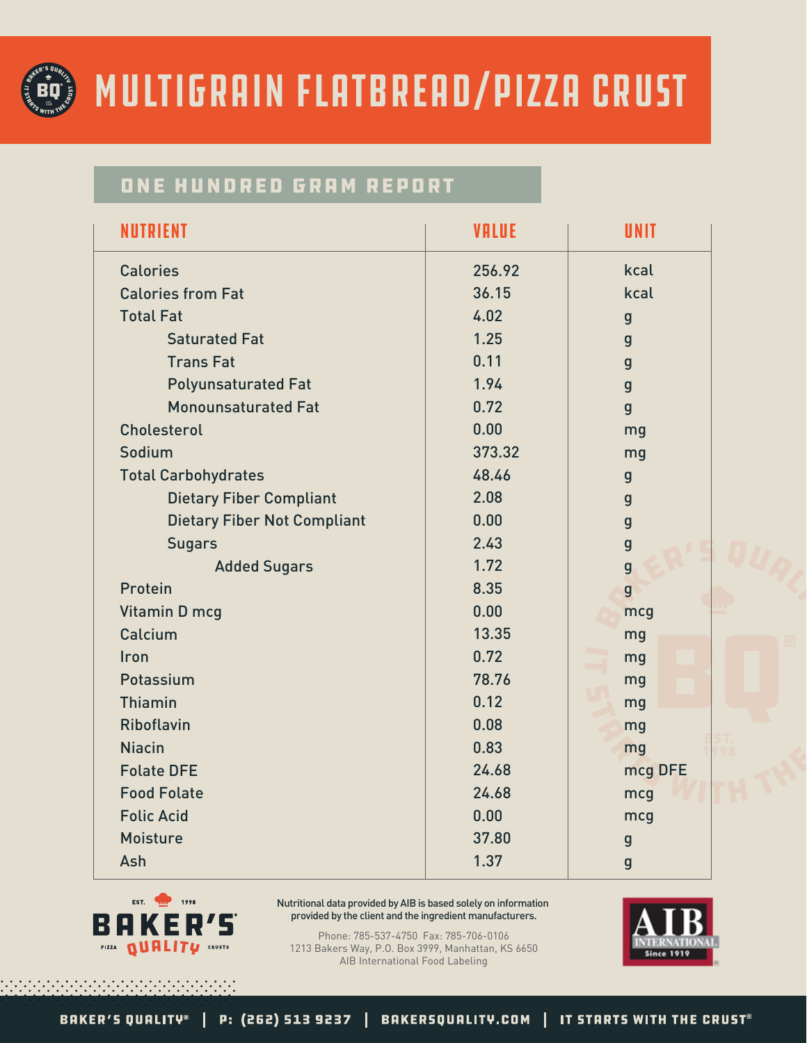# MULTIGRAIN FLATBREAD/PIZZA CRUST

## ONE HUNDRED GRAM REPORT

| NUTRIENT | VALUE | UNIT |
|---|---|---|
| Calories | 256.92 | kcal |
| Calories from Fat | 36.15 | kcal |
| Total Fat | 4.02 | g |
| Saturated Fat | 1.25 | g |
| Trans Fat | 0.11 | g |
| Polyunsaturated Fat | 1.94 | g |
| Monounsaturated Fat | 0.72 | g |
| Cholesterol | 0.00 | mg |
| Sodium | 373.32 | mg |
| Total Carbohydrates | 48.46 | g |
| Dietary Fiber Compliant | 2.08 | g |
| Dietary Fiber Not Compliant | 0.00 | g |
| Sugars | 2.43 | g |
| Added Sugars | 1.72 | g |
| Protein | 8.35 | g |
| Vitamin D mcg | 0.00 | mcg |
| Calcium | 13.35 | mg |
| Iron | 0.72 | mg |
| Potassium | 78.76 | mg |
| Thiamin | 0.12 | mg |
| Riboflavin | 0.08 | mg |
| Niacin | 0.83 | mg |
| Folate DFE | 24.68 | mcg DFE |
| Food Folate | 24.68 | mcg |
| Folic Acid | 0.00 | mcg |
| Moisture | 37.80 | g |
| Ash | 1.37 | g |

EST. 1998 BAKER'S PIZZA QUALITY CRUSTS

Nutritional data provided by AIB is based solely on information provided by the client and the ingredient manufacturers.

Phone: 785-537-4750 Fax: 785-706-0106
1213 Bakers Way, P.O. Box 3999, Manhattan, KS 6650
AIB International Food Labeling

AIB INTERNATIONAL Since 1919

BAKER'S QUALITY® | P: (262) 513 9237 | BAKERSQUALITY.COM | IT STARTS WITH THE CRUST®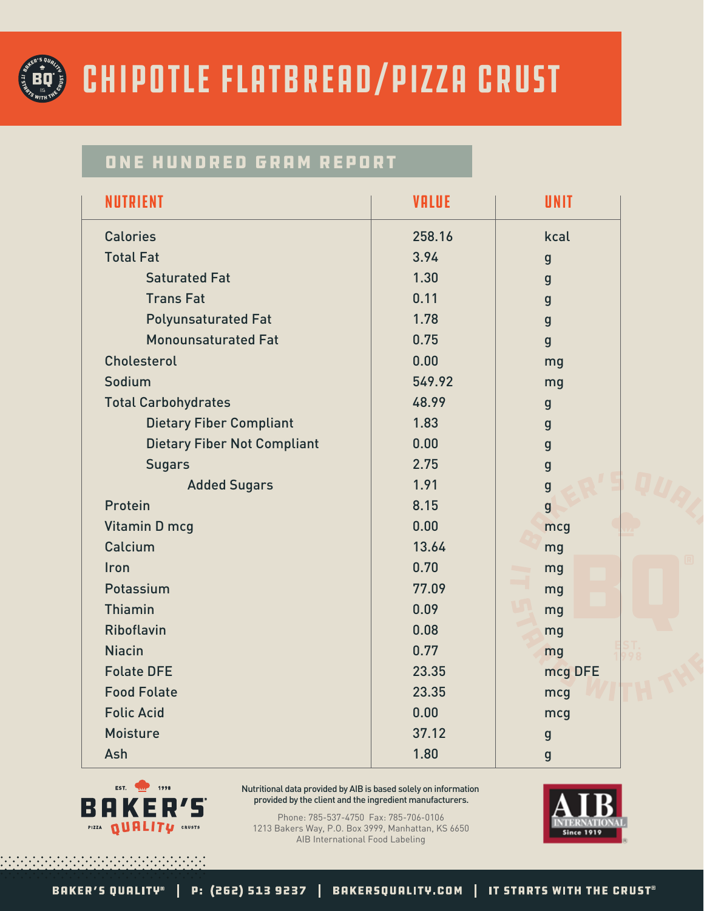# CHIPOTLE FLATBREAD/PIZZA CRUST

## ONE HUNDRED GRAM REPORT

| NUTRIENT | VALUE | UNIT |
|---|---|---|
| Calories | 258.16 | kcal |
| Total Fat | 3.94 | g |
| Saturated Fat | 1.30 | g |
| Trans Fat | 0.11 | g |
| Polyunsaturated Fat | 1.78 | g |
| Monounsaturated Fat | 0.75 | g |
| Cholesterol | 0.00 | mg |
| Sodium | 549.92 | mg |
| Total Carbohydrates | 48.99 | g |
| Dietary Fiber Compliant | 1.83 | g |
| Dietary Fiber Not Compliant | 0.00 | g |
| Sugars | 2.75 | g |
| Added Sugars | 1.91 | g |
| Protein | 8.15 | g |
| Vitamin D mcg | 0.00 | mcg |
| Calcium | 13.64 | mg |
| Iron | 0.70 | mg |
| Potassium | 77.09 | mg |
| Thiamin | 0.09 | mg |
| Riboflavin | 0.08 | mg |
| Niacin | 0.77 | mg |
| Folate DFE | 23.35 | mcg DFE |
| Food Folate | 23.35 | mcg |
| Folic Acid | 0.00 | mcg |
| Moisture | 37.12 | g |
| Ash | 1.80 | g |

Nutritional data provided by AIB is based solely on information provided by the client and the ingredient manufacturers.

Phone: 785-537-4750 Fax: 785-706-0106
1213 Bakers Way, P.O. Box 3999, Manhattan, KS 6650
AIB International Food Labeling

BAKER'S QUALITY® | P: (262) 513 9237 | BAKERSQUALITY.COM | IT STARTS WITH THE CRUST®